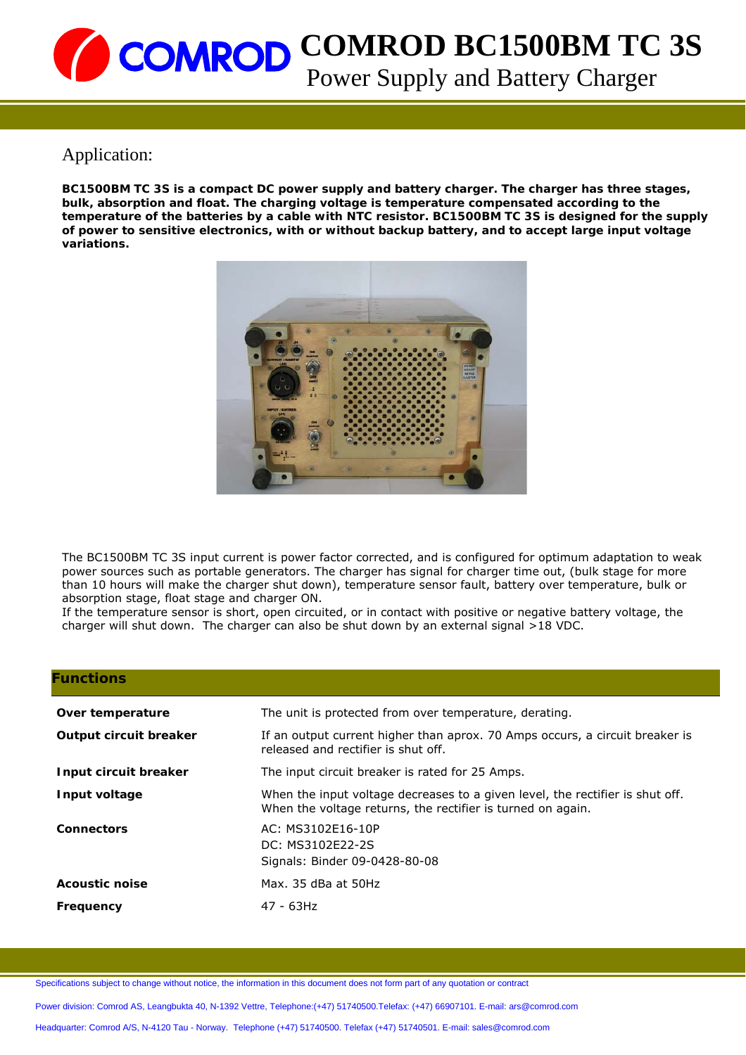# COMROD BC1500BM TC 3S

## Power Supply and Battery Charger

## Application:

**BC1500BM TC 3S is a compact DC power supply and battery charger. The charger has three stages, bulk, absorption and float. The charging voltage is temperature compensated according to the temperature of the batteries by a cable with NTC resistor. BC1500BM TC 3S is designed for the supply of power to sensitive electronics, with or without backup battery, and to accept large input voltage variations.**

The BC1500BM TC 3S input current is power factor corrected, and is configured for optimum adaptation to weak power sources such as portable generators. The charger has signal for charger time out, (bulk stage for more than 10 hours will make the charger shut down), temperature sensor fault, battery over temperature, bulk or absorption stage, float stage and charger ON.
If the temperature sensor is short, open circuited, or in contact with positive or negative battery voltage, the charger will shut down. The charger can also be shut down by an external signal >18 VDC.

## Functions

| | |
|---|---|
| **Over temperature** | The unit is protected from over temperature, derating. |
| **Output circuit breaker** | If an output current higher than aprox. 70 Amps occurs, a circuit breaker is released and rectifier is shut off. |
| **Input circuit breaker** | The input circuit breaker is rated for 25 Amps. |
| **Input voltage** | When the input voltage decreases to a given level, the rectifier is shut off. When the voltage returns, the rectifier is turned on again. |
| **Connectors** | AC: MS3102E16-10P<br>DC: MS3102E22-2S<br>Signals: Binder 09-0428-80-08 |
| **Acoustic noise** | Max. 35 dBa at 50Hz |
| **Frequency** | 47 - 63Hz |

Specifications subject to change without notice, the information in this document does not form part of any quotation or contract

Power division: Comrod AS, Leangbukta 40, N-1392 Vettre, Telephone:(+47) 51740500.Telefax: (+47) 66907101. E-mail: ars@comrod.com

Headquarter: Comrod A/S, N-4120 Tau - Norway. Telephone (+47) 51740500. Telefax (+47) 51740501. E-mail: sales@comrod.com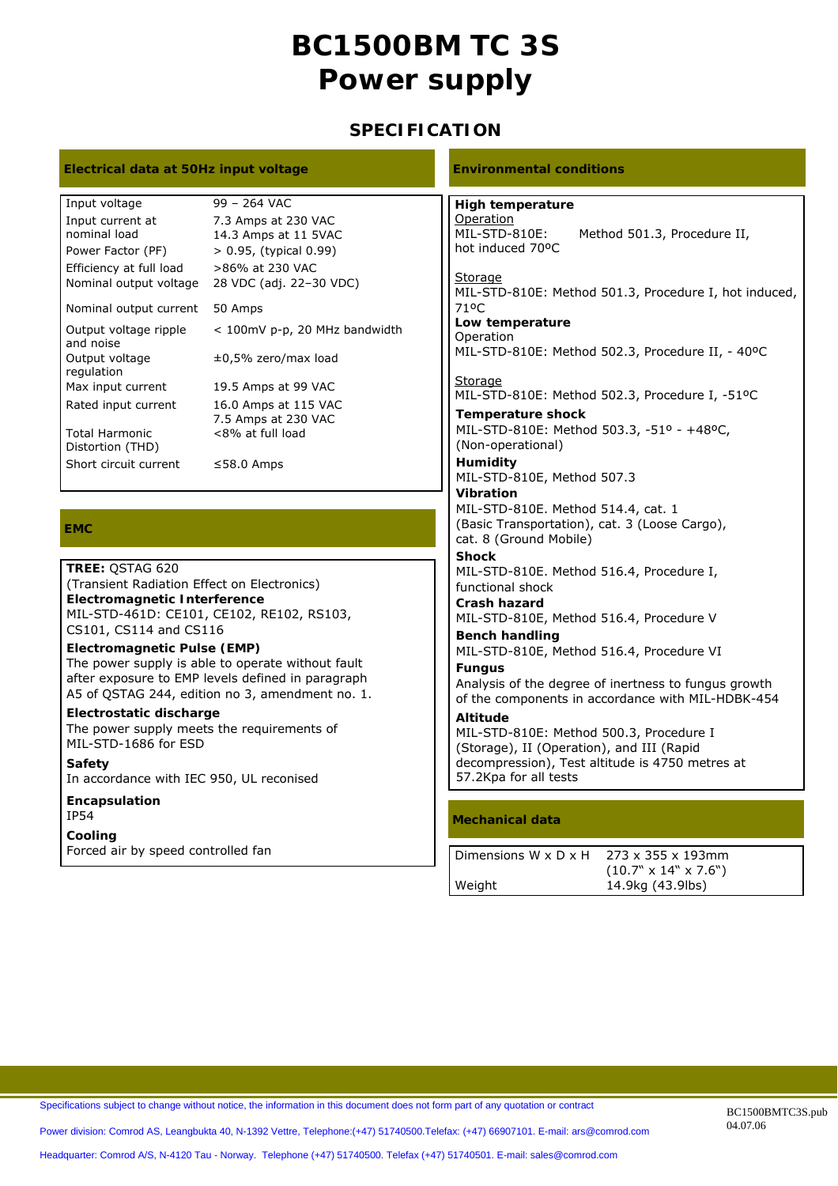# BC1500BM TC 3S
# Power supply

## SPECIFICATION

### Electrical data at 50Hz input voltage

| | |
|---|---|
| Input voltage | 99 – 264 VAC |
| Input current at nominal load | 7.3 Amps at 230 VAC<br>14.3 Amps at 11 5VAC |
| Power Factor (PF) | > 0.95, (typical 0.99) |
| Efficiency at full load | >86% at 230 VAC |
| Nominal output voltage | 28 VDC (adj. 22–30 VDC) |
| Nominal output current | 50 Amps |
| Output voltage ripple and noise | < 100mV p-p, 20 MHz bandwidth |
| Output voltage regulation | ±0,5% zero/max load |
| Max input current | 19.5 Amps at 99 VAC |
| Rated input current | 16.0 Amps at 115 VAC<br>7.5 Amps at 230 VAC |
| Total Harmonic Distortion (THD) | <8% at full load |
| Short circuit current | ≤58.0 Amps |

### EMC

**TREE:** QSTAG 620
(Transient Radiation Effect on Electronics)

**Electromagnetic Interference**
MIL-STD-461D: CE101, CE102, RE102, RS103, CS101, CS114 and CS116

**Electromagnetic Pulse (EMP)**
The power supply is able to operate without fault after exposure to EMP levels defined in paragraph A5 of QSTAG 244, edition no 3, amendment no. 1.

**Electrostatic discharge**
The power supply meets the requirements of MIL-STD-1686 for ESD

**Safety**
In accordance with IEC 950, UL reconised

**Encapsulation**
IP54

**Cooling**
Forced air by speed controlled fan

### Environmental conditions

**High temperature**
Operation
MIL-STD-810E: Method 501.3, Procedure II, hot induced 70ºC

Storage
MIL-STD-810E: Method 501.3, Procedure I, hot induced, 71ºC

**Low temperature**
Operation
MIL-STD-810E: Method 502.3, Procedure II, - 40ºC

Storage
MIL-STD-810E: Method 502.3, Procedure I, -51ºC

**Temperature shock**
MIL-STD-810E: Method 503.3, -51º - +48ºC, (Non-operational)

**Humidity**
MIL-STD-810E, Method 507.3

**Vibration**
MIL-STD-810E. Method 514.4, cat. 1 (Basic Transportation), cat. 3 (Loose Cargo), cat. 8 (Ground Mobile)

**Shock**
MIL-STD-810E. Method 516.4, Procedure I, functional shock

**Crash hazard**
MIL-STD-810E, Method 516.4, Procedure V

**Bench handling**
MIL-STD-810E, Method 516.4, Procedure VI

**Fungus**
Analysis of the degree of inertness to fungus growth of the components in accordance with MIL-HDBK-454

**Altitude**
MIL-STD-810E: Method 500.3, Procedure I (Storage), II (Operation), and III (Rapid decompression), Test altitude is 4750 metres at 57.2Kpa for all tests

### Mechanical data

| | |
|---|---|
| Dimensions W x D x H | 273 x 355 x 193mm<br>(10.7" x 14" x 7.6") |
| Weight | 14.9kg (43.9lbs) |

Specifications subject to change without notice, the information in this document does not form part of any quotation or contract

Power division: Comrod AS, Leangbukta 40, N-1392 Vettre, Telephone:(+47) 51740500.Telefax: (+47) 66907101. E-mail: ars@comrod.com

Headquarter: Comrod A/S, N-4120 Tau - Norway. Telephone (+47) 51740500. Telefax (+47) 51740501. E-mail: sales@comrod.com

BC1500BMTC3S.pub
04.07.06